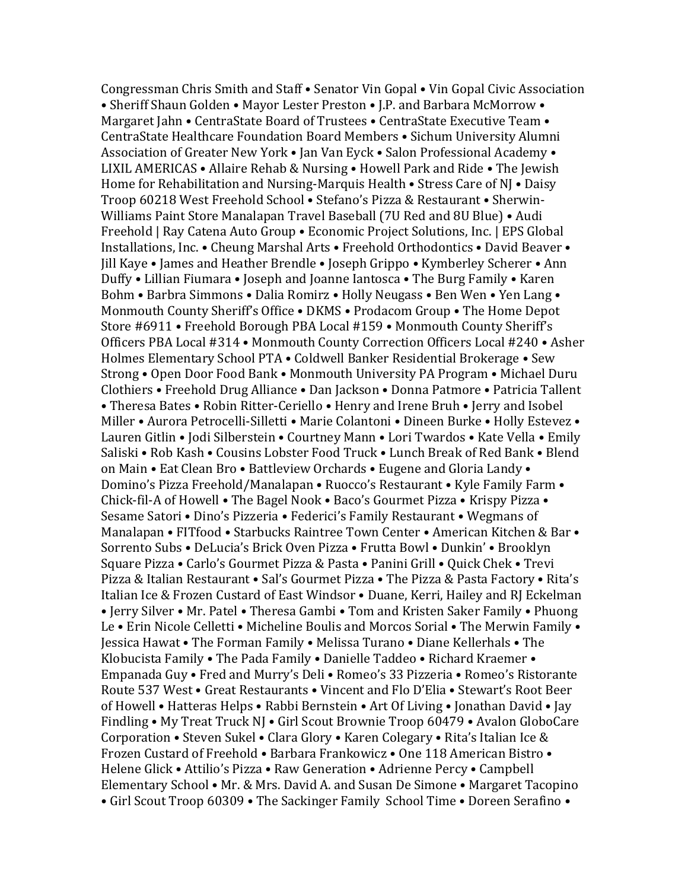Congressman Chris Smith and Staff • Senator Vin Gopal • Vin Gopal Civic Association • Sheriff Shaun Golden • Mayor Lester Preston • J.P. and Barbara McMorrow • Margaret Jahn • CentraState Board of Trustees • CentraState Executive Team • CentraState Healthcare Foundation Board Members • Sichum University Alumni Association of Greater New York • Jan Van Eyck • Salon Professional Academy • LIXIL AMERICAS • Allaire Rehab & Nursing • Howell Park and Ride • The Jewish Home for Rehabilitation and Nursing-Marquis Health • Stress Care of NJ • Daisy Troop 60218 West Freehold School • Stefano's Pizza & Restaurant • Sherwin-Williams Paint Store Manalapan Travel Baseball (7U Red and 8U Blue) • Audi Freehold | Ray Catena Auto Group • Economic Project Solutions, Inc. | EPS Global Installations, Inc. • Cheung Marshal Arts • Freehold Orthodontics • David Beaver • Jill Kaye • James and Heather Brendle • Joseph Grippo • Kymberley Scherer • Ann Duffy • Lillian Fiumara • Joseph and Joanne Iantosca • The Burg Family • Karen Bohm • Barbra Simmons • Dalia Romirz • Holly Neugass • Ben Wen • Yen Lang • Monmouth County Sheriff's Office • DKMS • Prodacom Group • The Home Depot Store #6911 • Freehold Borough PBA Local #159 • Monmouth County Sheriff's Officers PBA Local #314 • Monmouth County Correction Officers Local #240 • Asher Holmes Elementary School PTA • Coldwell Banker Residential Brokerage • Sew Strong • Open Door Food Bank • Monmouth University PA Program • Michael Duru Clothiers • Freehold Drug Alliance • Dan Jackson • Donna Patmore • Patricia Tallent • Theresa Bates • Robin Ritter-Ceriello • Henry and Irene Bruh • Jerry and Isobel Miller • Aurora Petrocelli-Silletti • Marie Colantoni • Dineen Burke • Holly Estevez • Lauren Gitlin • Jodi Silberstein • Courtney Mann • Lori Twardos • Kate Vella • Emily Saliski • Rob Kash • Cousins Lobster Food Truck • Lunch Break of Red Bank • Blend on Main • Eat Clean Bro • Battleview Orchards • Eugene and Gloria Landy • Domino's Pizza Freehold/Manalapan • Ruocco's Restaurant • Kyle Family Farm • Chick-fil-A of Howell • The Bagel Nook • Baco's Gourmet Pizza • Krispy Pizza • Sesame Satori • Dino's Pizzeria • Federici's Family Restaurant • Wegmans of Manalapan • FITfood • Starbucks Raintree Town Center • American Kitchen & Bar • Sorrento Subs • DeLucia's Brick Oven Pizza • Frutta Bowl • Dunkin' • Brooklyn Square Pizza • Carlo's Gourmet Pizza & Pasta • Panini Grill • Quick Chek • Trevi Pizza & Italian Restaurant • Sal's Gourmet Pizza • The Pizza & Pasta Factory • Rita's Italian Ice & Frozen Custard of East Windsor • Duane, Kerri, Hailey and RJ Eckelman • Jerry Silver • Mr. Patel • Theresa Gambi • Tom and Kristen Saker Family • Phuong Le • Erin Nicole Celletti • Micheline Boulis and Morcos Sorial • The Merwin Family • Jessica Hawat • The Forman Family • Melissa Turano • Diane Kellerhals • The Klobucista Family • The Pada Family • Danielle Taddeo • Richard Kraemer • Empanada Guy • Fred and Murry's Deli • Romeo's 33 Pizzeria • Romeo's Ristorante Route 537 West • Great Restaurants • Vincent and Flo D'Elia • Stewart's Root Beer of Howell • Hatteras Helps • Rabbi Bernstein • Art Of Living • Jonathan David • Jay Findling • My Treat Truck NJ • Girl Scout Brownie Troop 60479 • Avalon GloboCare Corporation • Steven Sukel • Clara Glory • Karen Colegary • Rita's Italian Ice & Frozen Custard of Freehold • Barbara Frankowicz • One 118 American Bistro • Helene Glick • Attilio's Pizza • Raw Generation • Adrienne Percy • Campbell Elementary School • Mr. & Mrs. David A. and Susan De Simone • Margaret Tacopino • Girl Scout Troop 60309 • The Sackinger Family School Time • Doreen Serafino •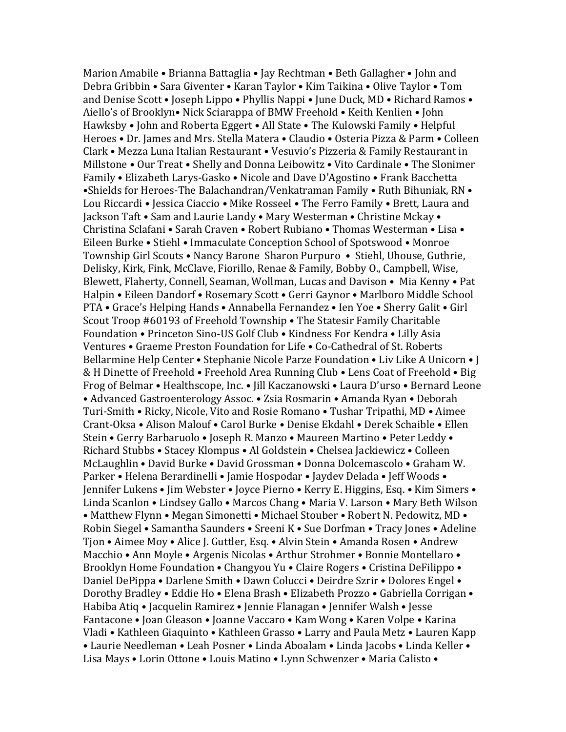Marion Amabile • Brianna Battaglia • Jay Rechtman • Beth Gallagher • John and Debra Gribbin • Sara Giventer • Karan Taylor • Kim Taikina • Olive Taylor • Tom and Denise Scott • Joseph Lippo • Phyllis Nappi • June Duck, MD • Richard Ramos • Aiello's of Brooklyn• Nick Sciarappa of BMW Freehold • Keith Kenlien • John Hawksby • John and Roberta Eggert • All State • The Kulowski Family • Helpful Heroes • Dr. James and Mrs. Stella Matera • Claudio • Osteria Pizza & Parm • Colleen Clark • Mezza Luna Italian Restaurant • Vesuvio's Pizzeria & Family Restaurant in Millstone • Our Treat • Shelly and Donna Leibowitz • Vito Cardinale • The Slonimer Family • Elizabeth Larys-Gasko • Nicole and Dave D'Agostino • Frank Bacchetta •Shields for Heroes-The Balachandran/Venkatraman Family • Ruth Bihuniak, RN • Lou Riccardi • Jessica Ciaccio • Mike Rosseel • The Ferro Family • Brett, Laura and Jackson Taft • Sam and Laurie Landy • Mary Westerman • Christine Mckay • Christina Sclafani • Sarah Craven • Robert Rubiano • Thomas Westerman • Lisa • Eileen Burke • Stiehl • Immaculate Conception School of Spotswood • Monroe Township Girl Scouts • Nancy Barone Sharon Purpuro • Stiehl, Uhouse, Guthrie, Delisky, Kirk, Fink, McClave, Fiorillo, Renae & Family, Bobby O., Campbell, Wise, Blewett, Flaherty, Connell, Seaman, Wollman, Lucas and Davison • Mia Kenny • Pat Halpin • Eileen Dandorf • Rosemary Scott • Gerri Gaynor • Marlboro Middle School PTA • Grace's Helping Hands • Annabella Fernandez • Ien Yoe • Sherry Galit • Girl Scout Troop #60193 of Freehold Township • The Statesir Family Charitable Foundation • Princeton Sino-US Golf Club • Kindness For Kendra • Lilly Asia Ventures • Graeme Preston Foundation for Life • Co-Cathedral of St. Roberts Bellarmine Help Center • Stephanie Nicole Parze Foundation • Liv Like A Unicorn • J & H Dinette of Freehold • Freehold Area Running Club • Lens Coat of Freehold • Big Frog of Belmar • Healthscope, Inc. • Jill Kaczanowski • Laura D'urso • Bernard Leone • Advanced Gastroenterology Assoc. • Zsia Rosmarin • Amanda Ryan • Deborah Turi-Smith • Ricky, Nicole, Vito and Rosie Romano • Tushar Tripathi, MD • Aimee Crant-Oksa • Alison Malouf • Carol Burke • Denise Ekdahl • Derek Schaible • Ellen Stein • Gerry Barbaruolo • Joseph R. Manzo • Maureen Martino • Peter Leddy • Richard Stubbs • Stacey Klompus • Al Goldstein • Chelsea Jackiewicz • Colleen McLaughlin • David Burke • David Grossman • Donna Dolcemascolo • Graham W. Parker • Helena Berardinelli • Jamie Hospodar • Jaydev Delada • Jeff Woods • Jennifer Lukens • Jim Webster • Joyce Pierno • Kerry E. Higgins, Esq. • Kim Simers • Linda Scanlon • Lindsey Gallo • Marcos Chang • Maria V. Larson • Mary Beth Wilson • Matthew Flynn • Megan Simonetti • Michael Stouber • Robert N. Pedowitz, MD • Robin Siegel • Samantha Saunders • Sreeni K • Sue Dorfman • Tracy Jones • Adeline Tjon • Aimee Moy • Alice J. Guttler, Esq. • Alvin Stein • Amanda Rosen • Andrew Macchio • Ann Moyle • Argenis Nicolas • Arthur Strohmer • Bonnie Montellaro • Brooklyn Home Foundation • Changyou Yu • Claire Rogers • Cristina DeFilippo • Daniel DePippa • Darlene Smith • Dawn Colucci • Deirdre Szrir • Dolores Engel • Dorothy Bradley • Eddie Ho • Elena Brash • Elizabeth Prozzo • Gabriella Corrigan • Habiba Atiq • Jacquelin Ramirez • Jennie Flanagan • Jennifer Walsh • Jesse Fantacone • Joan Gleason • Joanne Vaccaro • Kam Wong • Karen Volpe • Karina Vladi • Kathleen Giaquinto • Kathleen Grasso • Larry and Paula Metz • Lauren Kapp • Laurie Needleman • Leah Posner • Linda Aboalam • Linda Jacobs • Linda Keller • Lisa Mays • Lorin Ottone • Louis Matino • Lynn Schwenzer • Maria Calisto •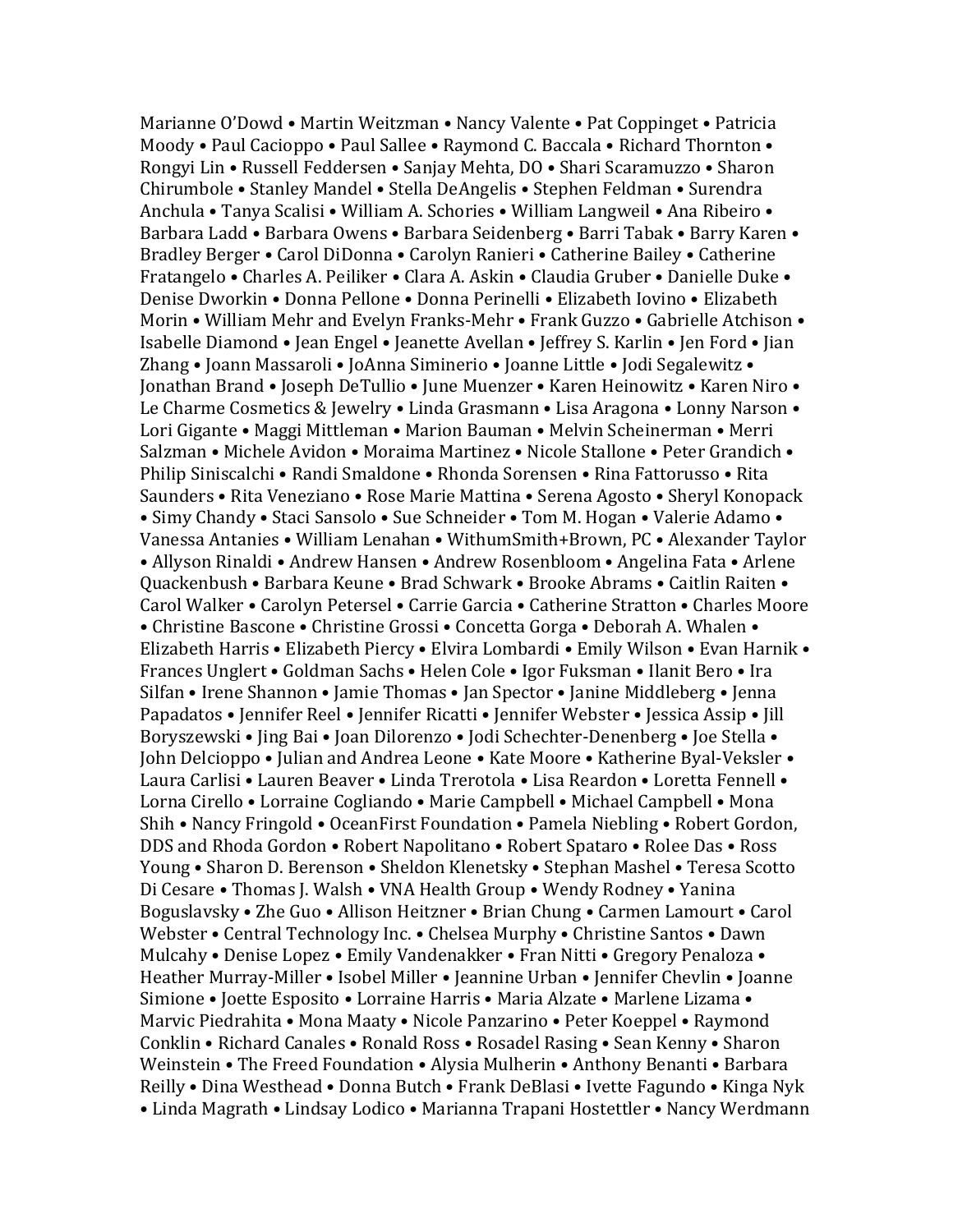Marianne O'Dowd • Martin Weitzman • Nancy Valente • Pat Coppinget • Patricia Moody • Paul Cacioppo • Paul Sallee • Raymond C. Baccala • Richard Thornton • Rongyi Lin • Russell Feddersen • Sanjay Mehta, DO • Shari Scaramuzzo • Sharon Chirumbole • Stanley Mandel • Stella DeAngelis • Stephen Feldman • Surendra Anchula • Tanya Scalisi • William A. Schories • William Langweil • Ana Ribeiro • Barbara Ladd • Barbara Owens • Barbara Seidenberg • Barri Tabak • Barry Karen • Bradley Berger • Carol DiDonna • Carolyn Ranieri • Catherine Bailey • Catherine Fratangelo • Charles A. Peiliker • Clara A. Askin • Claudia Gruber • Danielle Duke • Denise Dworkin • Donna Pellone • Donna Perinelli • Elizabeth Iovino • Elizabeth Morin • William Mehr and Evelyn Franks-Mehr • Frank Guzzo • Gabrielle Atchison • Isabelle Diamond • Jean Engel • Jeanette Avellan • Jeffrey S. Karlin • Jen Ford • Jian Zhang • Joann Massaroli • JoAnna Siminerio • Joanne Little • Jodi Segalewitz • Jonathan Brand • Joseph DeTullio • June Muenzer • Karen Heinowitz • Karen Niro • Le Charme Cosmetics & Jewelry • Linda Grasmann • Lisa Aragona • Lonny Narson • Lori Gigante • Maggi Mittleman • Marion Bauman • Melvin Scheinerman • Merri Salzman • Michele Avidon • Moraima Martinez • Nicole Stallone • Peter Grandich • Philip Siniscalchi • Randi Smaldone • Rhonda Sorensen • Rina Fattorusso • Rita Saunders • Rita Veneziano • Rose Marie Mattina • Serena Agosto • Sheryl Konopack • Simy Chandy • Staci Sansolo • Sue Schneider • Tom M. Hogan • Valerie Adamo • Vanessa Antanies • William Lenahan • WithumSmith+Brown, PC • Alexander Taylor • Allyson Rinaldi • Andrew Hansen • Andrew Rosenbloom • Angelina Fata • Arlene Quackenbush • Barbara Keune • Brad Schwark • Brooke Abrams • Caitlin Raiten • Carol Walker • Carolyn Petersel • Carrie Garcia • Catherine Stratton • Charles Moore • Christine Bascone • Christine Grossi • Concetta Gorga • Deborah A. Whalen • Elizabeth Harris • Elizabeth Piercy • Elvira Lombardi • Emily Wilson • Evan Harnik • Frances Unglert • Goldman Sachs • Helen Cole • Igor Fuksman • Ilanit Bero • Ira Silfan • Irene Shannon • Jamie Thomas • Jan Spector • Janine Middleberg • Jenna Papadatos • Jennifer Reel • Jennifer Ricatti • Jennifer Webster • Jessica Assip • Jill Boryszewski • Jing Bai • Joan Dilorenzo • Jodi Schechter-Denenberg • Joe Stella • John Delcioppo • Julian and Andrea Leone • Kate Moore • Katherine Byal-Veksler • Laura Carlisi • Lauren Beaver • Linda Trerotola • Lisa Reardon • Loretta Fennell • Lorna Cirello • Lorraine Cogliando • Marie Campbell • Michael Campbell • Mona Shih • Nancy Fringold • OceanFirst Foundation • Pamela Niebling • Robert Gordon, DDS and Rhoda Gordon • Robert Napolitano • Robert Spataro • Rolee Das • Ross Young • Sharon D. Berenson • Sheldon Klenetsky • Stephan Mashel • Teresa Scotto Di Cesare • Thomas J. Walsh • VNA Health Group • Wendy Rodney • Yanina Boguslavsky • Zhe Guo • Allison Heitzner • Brian Chung • Carmen Lamourt • Carol Webster • Central Technology Inc. • Chelsea Murphy • Christine Santos • Dawn Mulcahy • Denise Lopez • Emily Vandenakker • Fran Nitti • Gregory Penaloza • Heather Murray-Miller • Isobel Miller • Jeannine Urban • Jennifer Chevlin • Joanne Simione • Joette Esposito • Lorraine Harris • Maria Alzate • Marlene Lizama • Marvic Piedrahita • Mona Maaty • Nicole Panzarino • Peter Koeppel • Raymond Conklin • Richard Canales • Ronald Ross • Rosadel Rasing • Sean Kenny • Sharon Weinstein • The Freed Foundation • Alysia Mulherin • Anthony Benanti • Barbara Reilly • Dina Westhead • Donna Butch • Frank DeBlasi • Ivette Fagundo • Kinga Nyk • Linda Magrath • Lindsay Lodico • Marianna Trapani Hostettler • Nancy Werdmann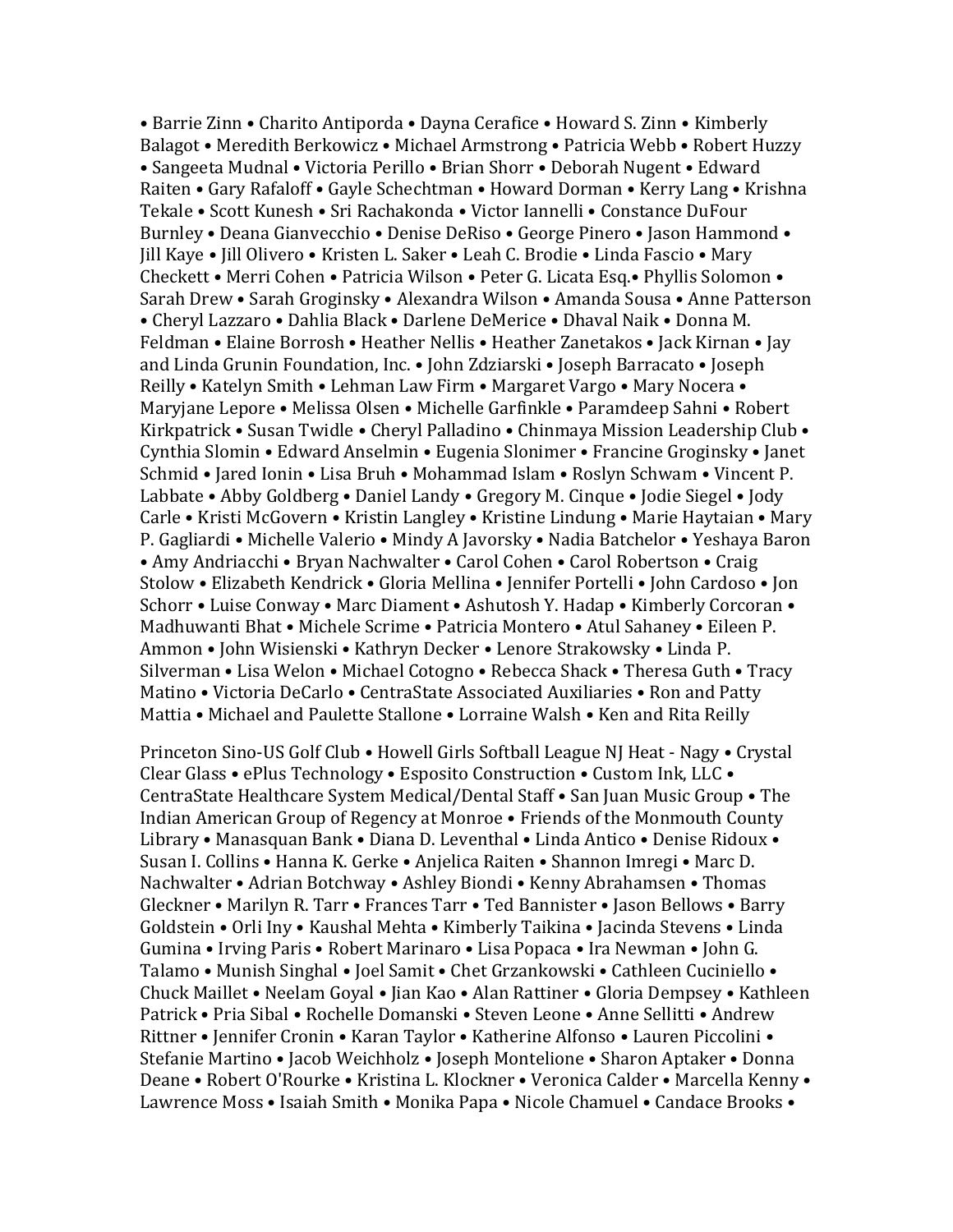• Barrie Zinn • Charito Antiporda • Dayna Cerafice • Howard S. Zinn • Kimberly Balagot • Meredith Berkowicz • Michael Armstrong • Patricia Webb • Robert Huzzy • Sangeeta Mudnal • Victoria Perillo • Brian Shorr • Deborah Nugent • Edward Raiten • Gary Rafaloff • Gayle Schechtman • Howard Dorman • Kerry Lang • Krishna Tekale • Scott Kunesh • Sri Rachakonda • Victor Iannelli • Constance DuFour Burnley • Deana Gianvecchio • Denise DeRiso • George Pinero • Jason Hammond • Jill Kaye • Jill Olivero • Kristen L. Saker • Leah C. Brodie • Linda Fascio • Mary Checkett • Merri Cohen • Patricia Wilson • Peter G. Licata Esq.• Phyllis Solomon • Sarah Drew • Sarah Groginsky • Alexandra Wilson • Amanda Sousa • Anne Patterson • Cheryl Lazzaro • Dahlia Black • Darlene DeMerice • Dhaval Naik • Donna M. Feldman • Elaine Borrosh • Heather Nellis • Heather Zanetakos • Jack Kirnan • Jay and Linda Grunin Foundation, Inc. • John Zdziarski • Joseph Barracato • Joseph Reilly • Katelyn Smith • Lehman Law Firm • Margaret Vargo • Mary Nocera • Maryjane Lepore • Melissa Olsen • Michelle Garfinkle • Paramdeep Sahni • Robert Kirkpatrick • Susan Twidle • Cheryl Palladino • Chinmaya Mission Leadership Club • Cynthia Slomin • Edward Anselmin • Eugenia Slonimer • Francine Groginsky • Janet Schmid • Jared Ionin • Lisa Bruh • Mohammad Islam • Roslyn Schwam • Vincent P. Labbate • Abby Goldberg • Daniel Landy • Gregory M. Cinque • Jodie Siegel • Jody Carle • Kristi McGovern • Kristin Langley • Kristine Lindung • Marie Haytaian • Mary P. Gagliardi • Michelle Valerio • Mindy A Javorsky • Nadia Batchelor • Yeshaya Baron • Amy Andriacchi • Bryan Nachwalter • Carol Cohen • Carol Robertson • Craig Stolow • Elizabeth Kendrick • Gloria Mellina • Jennifer Portelli • John Cardoso • Jon Schorr • Luise Conway • Marc Diament • Ashutosh Y. Hadap • Kimberly Corcoran • Madhuwanti Bhat • Michele Scrime • Patricia Montero • Atul Sahaney • Eileen P. Ammon • John Wisienski • Kathryn Decker • Lenore Strakowsky • Linda P. Silverman • Lisa Welon • Michael Cotogno • Rebecca Shack • Theresa Guth • Tracy Matino • Victoria DeCarlo • CentraState Associated Auxiliaries • Ron and Patty Mattia • Michael and Paulette Stallone • Lorraine Walsh • Ken and Rita Reilly

Princeton Sino-US Golf Club • Howell Girls Softball League NJ Heat - Nagy • Crystal Clear Glass • ePlus Technology • Esposito Construction • Custom Ink, LLC • CentraState Healthcare System Medical/Dental Staff • San Juan Music Group • The Indian American Group of Regency at Monroe • Friends of the Monmouth County Library • Manasquan Bank • Diana D. Leventhal • Linda Antico • Denise Ridoux • Susan I. Collins • Hanna K. Gerke • Anjelica Raiten • Shannon Imregi • Marc D. Nachwalter • Adrian Botchway • Ashley Biondi • Kenny Abrahamsen • Thomas Gleckner • Marilyn R. Tarr • Frances Tarr • Ted Bannister • Jason Bellows • Barry Goldstein • Orli Iny • Kaushal Mehta • Kimberly Taikina • Jacinda Stevens • Linda Gumina • Irving Paris • Robert Marinaro • Lisa Popaca • Ira Newman • John G. Talamo • Munish Singhal • Joel Samit • Chet Grzankowski • Cathleen Cuciniello • Chuck Maillet • Neelam Goyal • Jian Kao • Alan Rattiner • Gloria Dempsey • Kathleen Patrick • Pria Sibal • Rochelle Domanski • Steven Leone • Anne Sellitti • Andrew Rittner • Jennifer Cronin • Karan Taylor • Katherine Alfonso • Lauren Piccolini • Stefanie Martino • Jacob Weichholz • Joseph Montelione • Sharon Aptaker • Donna Deane • Robert O'Rourke • Kristina L. Klockner • Veronica Calder • Marcella Kenny • Lawrence Moss • Isaiah Smith • Monika Papa • Nicole Chamuel • Candace Brooks •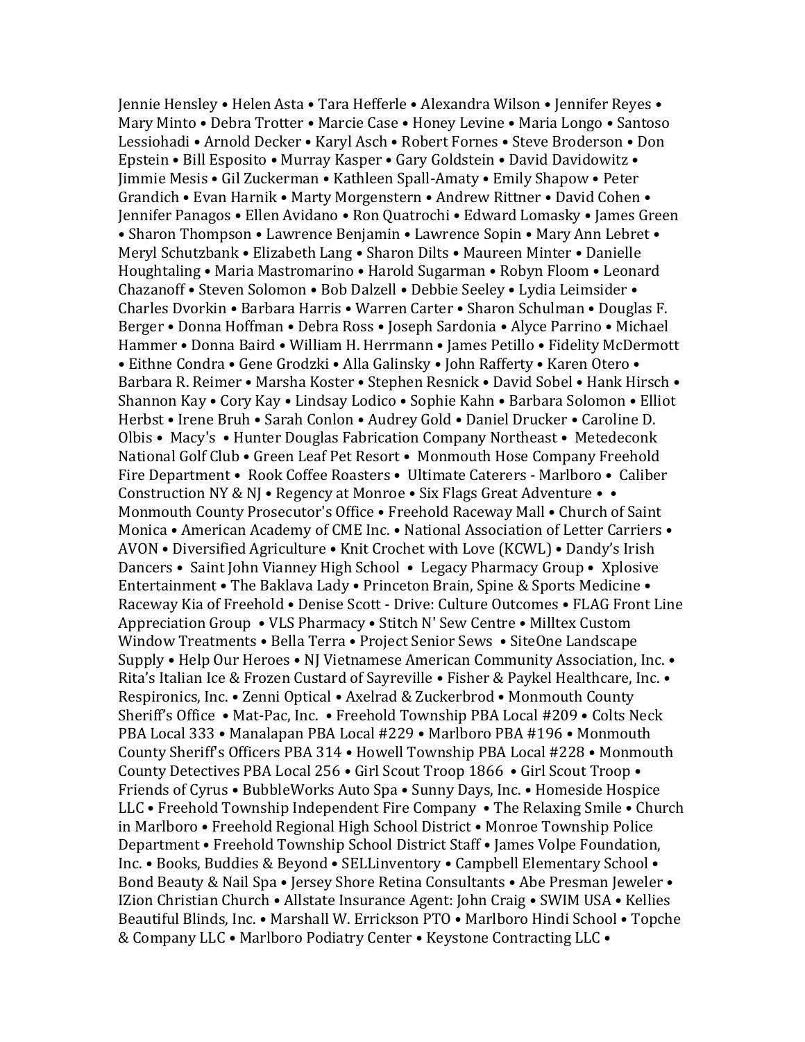Jennie Hensley • Helen Asta • Tara Hefferle • Alexandra Wilson • Jennifer Reyes • Mary Minto • Debra Trotter • Marcie Case • Honey Levine • Maria Longo • Santoso Lessiohadi • Arnold Decker • Karyl Asch • Robert Fornes • Steve Broderson • Don Epstein • Bill Esposito • Murray Kasper • Gary Goldstein • David Davidowitz • Jimmie Mesis • Gil Zuckerman • Kathleen Spall-Amaty • Emily Shapow • Peter Grandich • Evan Harnik • Marty Morgenstern • Andrew Rittner • David Cohen • Jennifer Panagos • Ellen Avidano • Ron Quatrochi • Edward Lomasky • James Green • Sharon Thompson • Lawrence Benjamin • Lawrence Sopin • Mary Ann Lebret • Meryl Schutzbank • Elizabeth Lang • Sharon Dilts • Maureen Minter • Danielle Houghtaling • Maria Mastromarino • Harold Sugarman • Robyn Floom • Leonard Chazanoff • Steven Solomon • Bob Dalzell • Debbie Seeley • Lydia Leimsider • Charles Dvorkin • Barbara Harris • Warren Carter • Sharon Schulman • Douglas F. Berger • Donna Hoffman • Debra Ross • Joseph Sardonia • Alyce Parrino • Michael Hammer • Donna Baird • William H. Herrmann • James Petillo • Fidelity McDermott • Eithne Condra • Gene Grodzki • Alla Galinsky • John Rafferty • Karen Otero • Barbara R. Reimer • Marsha Koster • Stephen Resnick • David Sobel • Hank Hirsch • Shannon Kay • Cory Kay • Lindsay Lodico • Sophie Kahn • Barbara Solomon • Elliot Herbst • Irene Bruh • Sarah Conlon • Audrey Gold • Daniel Drucker • Caroline D. Olbis • Macy's • Hunter Douglas Fabrication Company Northeast • Metedeconk National Golf Club • Green Leaf Pet Resort • Monmouth Hose Company Freehold Fire Department • Rook Coffee Roasters • Ultimate Caterers - Marlboro • Caliber Construction NY & NJ • Regency at Monroe • Six Flags Great Adventure • • Monmouth County Prosecutor's Office • Freehold Raceway Mall • Church of Saint Monica • American Academy of CME Inc. • National Association of Letter Carriers • AVON • Diversified Agriculture • Knit Crochet with Love (KCWL) • Dandy's Irish Dancers • Saint John Vianney High School • Legacy Pharmacy Group • Xplosive Entertainment • The Baklava Lady • Princeton Brain, Spine & Sports Medicine • Raceway Kia of Freehold • Denise Scott - Drive: Culture Outcomes • FLAG Front Line Appreciation Group • VLS Pharmacy • Stitch N' Sew Centre • Milltex Custom Window Treatments • Bella Terra • Project Senior Sews • SiteOne Landscape Supply • Help Our Heroes • NJ Vietnamese American Community Association, Inc. • Rita's Italian Ice & Frozen Custard of Sayreville • Fisher & Paykel Healthcare, Inc. • Respironics, Inc. • Zenni Optical • Axelrad & Zuckerbrod • Monmouth County Sheriff's Office • Mat-Pac, Inc. • Freehold Township PBA Local #209 • Colts Neck PBA Local 333 • Manalapan PBA Local #229 • Marlboro PBA #196 • Monmouth County Sheriff's Officers PBA 314 • Howell Township PBA Local #228 • Monmouth County Detectives PBA Local 256 • Girl Scout Troop 1866 • Girl Scout Troop • Friends of Cyrus • BubbleWorks Auto Spa • Sunny Days, Inc. • Homeside Hospice LLC • Freehold Township Independent Fire Company • The Relaxing Smile • Church in Marlboro • Freehold Regional High School District • Monroe Township Police Department • Freehold Township School District Staff • James Volpe Foundation, Inc. • Books, Buddies & Beyond • SELLinventory • Campbell Elementary School • Bond Beauty & Nail Spa • Jersey Shore Retina Consultants • Abe Presman Jeweler • IZion Christian Church • Allstate Insurance Agent: John Craig • SWIM USA • Kellies Beautiful Blinds, Inc. • Marshall W. Errickson PTO • Marlboro Hindi School • Topche & Company LLC • Marlboro Podiatry Center • Keystone Contracting LLC •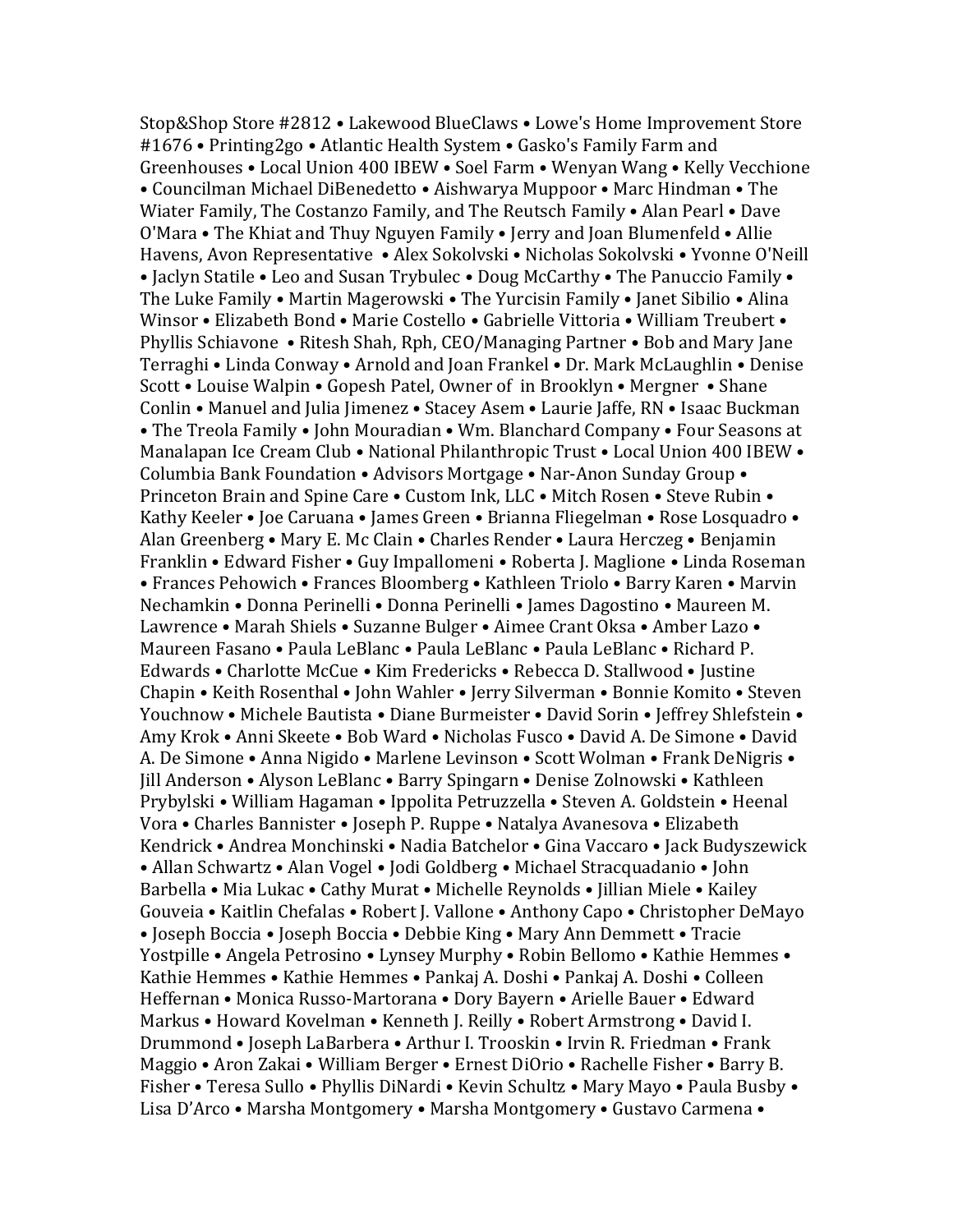Stop&Shop Store #2812 • Lakewood BlueClaws • Lowe's Home Improvement Store #1676 • Printing2go • Atlantic Health System • Gasko's Family Farm and Greenhouses • Local Union 400 IBEW • Soel Farm • Wenyan Wang • Kelly Vecchione • Councilman Michael DiBenedetto • Aishwarya Muppoor • Marc Hindman • The Wiater Family, The Costanzo Family, and The Reutsch Family • Alan Pearl • Dave O'Mara • The Khiat and Thuy Nguyen Family • Jerry and Joan Blumenfeld • Allie Havens, Avon Representative • Alex Sokolvski • Nicholas Sokolvski • Yvonne O'Neill • Jaclyn Statile • Leo and Susan Trybulec • Doug McCarthy • The Panuccio Family • The Luke Family • Martin Magerowski • The Yurcisin Family • Janet Sibilio • Alina Winsor • Elizabeth Bond • Marie Costello • Gabrielle Vittoria • William Treubert • Phyllis Schiavone • Ritesh Shah, Rph, CEO/Managing Partner • Bob and Mary Jane Terraghi • Linda Conway • Arnold and Joan Frankel • Dr. Mark McLaughlin • Denise Scott • Louise Walpin • Gopesh Patel, Owner of in Brooklyn • Mergner • Shane Conlin • Manuel and Julia Jimenez • Stacey Asem • Laurie Jaffe, RN • Isaac Buckman • The Treola Family • John Mouradian • Wm. Blanchard Company • Four Seasons at Manalapan Ice Cream Club • National Philanthropic Trust • Local Union 400 IBEW • Columbia Bank Foundation • Advisors Mortgage • Nar-Anon Sunday Group • Princeton Brain and Spine Care • Custom Ink, LLC • Mitch Rosen • Steve Rubin • Kathy Keeler • Joe Caruana • James Green • Brianna Fliegelman • Rose Losquadro • Alan Greenberg • Mary E. Mc Clain • Charles Render • Laura Herczeg • Benjamin Franklin • Edward Fisher • Guy Impallomeni • Roberta J. Maglione • Linda Roseman • Frances Pehowich • Frances Bloomberg • Kathleen Triolo • Barry Karen • Marvin Nechamkin • Donna Perinelli • Donna Perinelli • James Dagostino • Maureen M. Lawrence • Marah Shiels • Suzanne Bulger • Aimee Crant Oksa • Amber Lazo • Maureen Fasano • Paula LeBlanc • Paula LeBlanc • Paula LeBlanc • Richard P. Edwards • Charlotte McCue • Kim Fredericks • Rebecca D. Stallwood • Justine Chapin • Keith Rosenthal • John Wahler • Jerry Silverman • Bonnie Komito • Steven Youchnow • Michele Bautista • Diane Burmeister • David Sorin • Jeffrey Shlefstein • Amy Krok • Anni Skeete • Bob Ward • Nicholas Fusco • David A. De Simone • David A. De Simone • Anna Nigido • Marlene Levinson • Scott Wolman • Frank DeNigris • Jill Anderson • Alyson LeBlanc • Barry Spingarn • Denise Zolnowski • Kathleen Prybylski • William Hagaman • Ippolita Petruzzella • Steven A. Goldstein • Heenal Vora • Charles Bannister • Joseph P. Ruppe • Natalya Avanesova • Elizabeth Kendrick • Andrea Monchinski • Nadia Batchelor • Gina Vaccaro • Jack Budyszewick • Allan Schwartz • Alan Vogel • Jodi Goldberg • Michael Stracquadanio • John Barbella • Mia Lukac • Cathy Murat • Michelle Reynolds • Jillian Miele • Kailey Gouveia • Kaitlin Chefalas • Robert J. Vallone • Anthony Capo • Christopher DeMayo • Joseph Boccia • Joseph Boccia • Debbie King • Mary Ann Demmett • Tracie Yostpille • Angela Petrosino • Lynsey Murphy • Robin Bellomo • Kathie Hemmes • Kathie Hemmes • Kathie Hemmes • Pankaj A. Doshi • Pankaj A. Doshi • Colleen Heffernan • Monica Russo-Martorana • Dory Bayern • Arielle Bauer • Edward Markus • Howard Kovelman • Kenneth J. Reilly • Robert Armstrong • David I. Drummond • Joseph LaBarbera • Arthur I. Trooskin • Irvin R. Friedman • Frank Maggio • Aron Zakai • William Berger • Ernest DiOrio • Rachelle Fisher • Barry B. Fisher • Teresa Sullo • Phyllis DiNardi • Kevin Schultz • Mary Mayo • Paula Busby • Lisa D'Arco • Marsha Montgomery • Marsha Montgomery • Gustavo Carmena •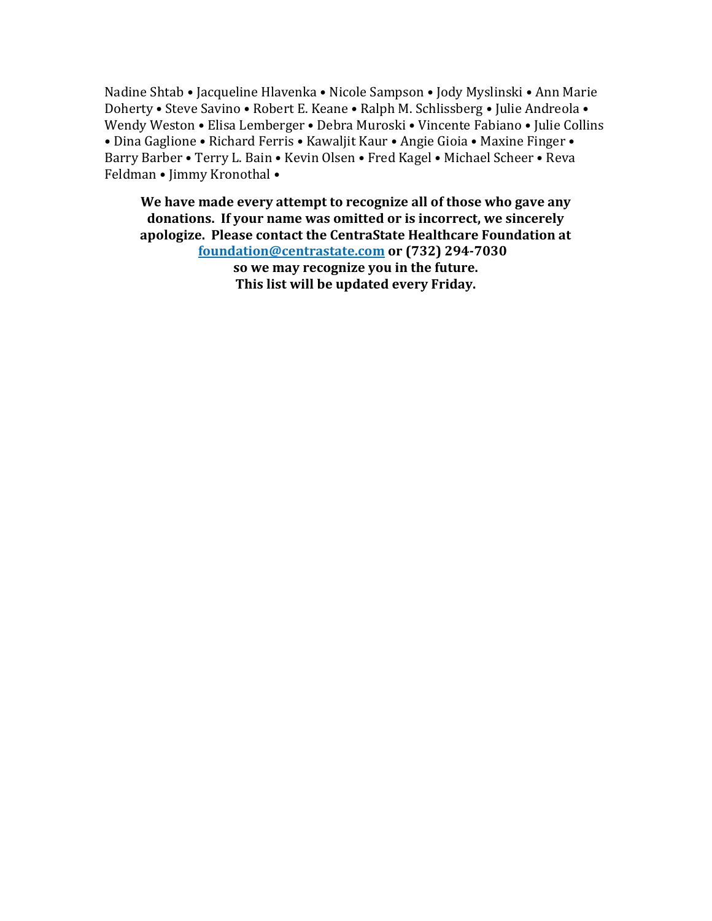Nadine Shtab • Jacqueline Hlavenka • Nicole Sampson • Jody Myslinski • Ann Marie Doherty • Steve Savino • Robert E. Keane • Ralph M. Schlissberg • Julie Andreola • Wendy Weston • Elisa Lemberger • Debra Muroski • Vincente Fabiano • Julie Collins • Dina Gaglione • Richard Ferris • Kawaljit Kaur • Angie Gioia • Maxine Finger • Barry Barber • Terry L. Bain • Kevin Olsen • Fred Kagel • Michael Scheer • Reva Feldman • Jimmy Kronothal •

**We have made every attempt to recognize all of those who gave any donations. If your name was omitted or is incorrect, we sincerely apologize. Please contact the CentraState Healthcare Foundation at foundation@centrastate.com or (732) 294-7030 so we may recognize you in the future.**
**This list will be updated every Friday.**